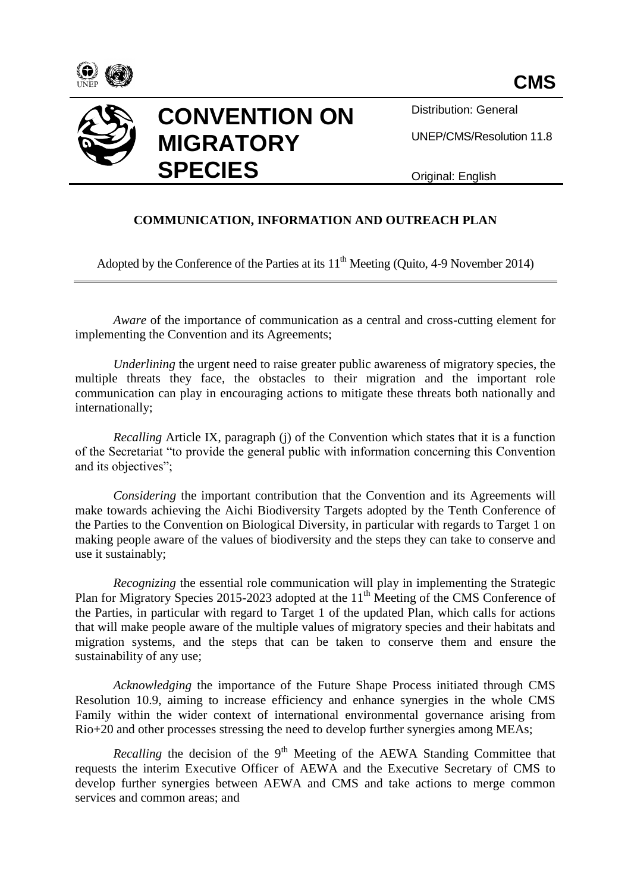**CMS**

# CONVENTION ON MIGRATORY SPECIES

Distribution: General

UNEP/CMS/Resolution 11.8

Original: English

## COMMUNICATION, INFORMATION AND OUTREACH PLAN

Adopted by the Conference of the Parties at its 11th Meeting (Quito, 4-9 November 2014)

*Aware* of the importance of communication as a central and cross-cutting element for implementing the Convention and its Agreements;

*Underlining* the urgent need to raise greater public awareness of migratory species, the multiple threats they face, the obstacles to their migration and the important role communication can play in encouraging actions to mitigate these threats both nationally and internationally;

*Recalling* Article IX, paragraph (j) of the Convention which states that it is a function of the Secretariat "to provide the general public with information concerning this Convention and its objectives";

*Considering* the important contribution that the Convention and its Agreements will make towards achieving the Aichi Biodiversity Targets adopted by the Tenth Conference of the Parties to the Convention on Biological Diversity, in particular with regards to Target 1 on making people aware of the values of biodiversity and the steps they can take to conserve and use it sustainably;

*Recognizing* the essential role communication will play in implementing the Strategic Plan for Migratory Species 2015-2023 adopted at the 11th Meeting of the CMS Conference of the Parties, in particular with regard to Target 1 of the updated Plan, which calls for actions that will make people aware of the multiple values of migratory species and their habitats and migration systems, and the steps that can be taken to conserve them and ensure the sustainability of any use;

*Acknowledging* the importance of the Future Shape Process initiated through CMS Resolution 10.9, aiming to increase efficiency and enhance synergies in the whole CMS Family within the wider context of international environmental governance arising from Rio+20 and other processes stressing the need to develop further synergies among MEAs;

*Recalling* the decision of the 9th Meeting of the AEWA Standing Committee that requests the interim Executive Officer of AEWA and the Executive Secretary of CMS to develop further synergies between AEWA and CMS and take actions to merge common services and common areas; and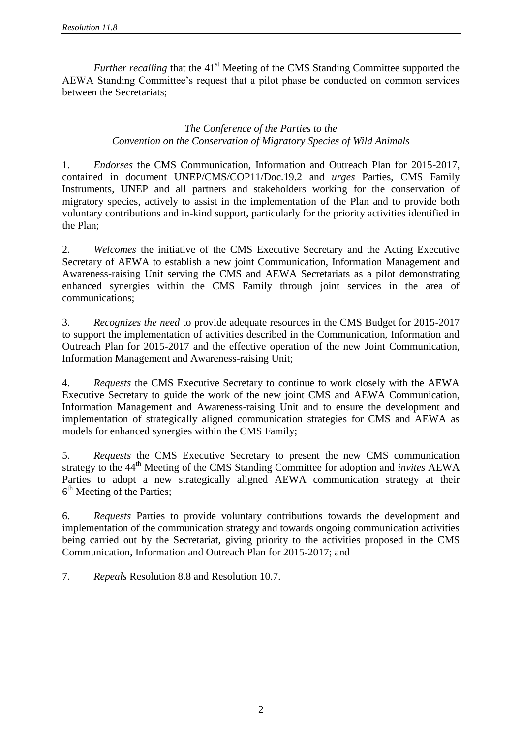*Further recalling* that the 41st Meeting of the CMS Standing Committee supported the AEWA Standing Committee's request that a pilot phase be conducted on common services between the Secretariats;

*The Conference of the Parties to the Convention on the Conservation of Migratory Species of Wild Animals*

1. *Endorses* the CMS Communication, Information and Outreach Plan for 2015-2017, contained in document UNEP/CMS/COP11/Doc.19.2 and *urges* Parties, CMS Family Instruments, UNEP and all partners and stakeholders working for the conservation of migratory species, actively to assist in the implementation of the Plan and to provide both voluntary contributions and in-kind support, particularly for the priority activities identified in the Plan;

2. *Welcomes* the initiative of the CMS Executive Secretary and the Acting Executive Secretary of AEWA to establish a new joint Communication, Information Management and Awareness-raising Unit serving the CMS and AEWA Secretariats as a pilot demonstrating enhanced synergies within the CMS Family through joint services in the area of communications;

3. *Recognizes the need* to provide adequate resources in the CMS Budget for 2015-2017 to support the implementation of activities described in the Communication, Information and Outreach Plan for 2015-2017 and the effective operation of the new Joint Communication, Information Management and Awareness-raising Unit;

4. *Requests* the CMS Executive Secretary to continue to work closely with the AEWA Executive Secretary to guide the work of the new joint CMS and AEWA Communication, Information Management and Awareness-raising Unit and to ensure the development and implementation of strategically aligned communication strategies for CMS and AEWA as models for enhanced synergies within the CMS Family;

5. *Requests* the CMS Executive Secretary to present the new CMS communication strategy to the 44th Meeting of the CMS Standing Committee for adoption and *invites* AEWA Parties to adopt a new strategically aligned AEWA communication strategy at their 6th Meeting of the Parties;

6. *Requests* Parties to provide voluntary contributions towards the development and implementation of the communication strategy and towards ongoing communication activities being carried out by the Secretariat, giving priority to the activities proposed in the CMS Communication, Information and Outreach Plan for 2015-2017; and

7. *Repeals* Resolution 8.8 and Resolution 10.7.